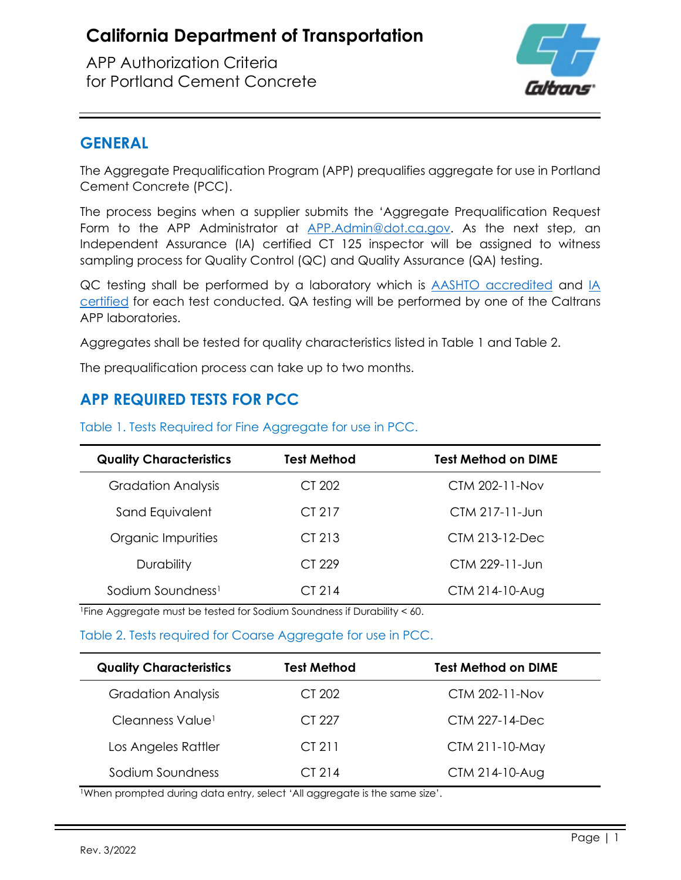# California Department of Transportation

APP Authorization Criteria
for Portland Cement Concrete

## GENERAL

The Aggregate Prequalification Program (APP) prequalifies aggregate for use in Portland Cement Concrete (PCC).

The process begins when a supplier submits the 'Aggregate Prequalification Request Form to the APP Administrator at APP.Admin@dot.ca.gov. As the next step, an Independent Assurance (IA) certified CT 125 inspector will be assigned to witness sampling process for Quality Control (QC) and Quality Assurance (QA) testing.

QC testing shall be performed by a laboratory which is AASHTO accredited and IA certified for each test conducted. QA testing will be performed by one of the Caltrans APP laboratories.

Aggregates shall be tested for quality characteristics listed in Table 1 and Table 2.

The prequalification process can take up to two months.

## APP REQUIRED TESTS FOR PCC

Table 1. Tests Required for Fine Aggregate for use in PCC.

| Quality Characteristics | Test Method | Test Method on DIME |
| --- | --- | --- |
| Gradation Analysis | CT 202 | CTM 202-11-Nov |
| Sand Equivalent | CT 217 | CTM 217-11-Jun |
| Organic Impurities | CT 213 | CTM 213-12-Dec |
| Durability | CT 229 | CTM 229-11-Jun |
| Sodium Soundness[1] | CT 214 | CTM 214-10-Aug |

[1]Fine Aggregate must be tested for Sodium Soundness if Durability < 60.

Table 2. Tests required for Coarse Aggregate for use in PCC.

| Quality Characteristics | Test Method | Test Method on DIME |
| --- | --- | --- |
| Gradation Analysis | CT 202 | CTM 202-11-Nov |
| Cleanness Value[1] | CT 227 | CTM 227-14-Dec |
| Los Angeles Rattler | CT 211 | CTM 211-10-May |
| Sodium Soundness | CT 214 | CTM 214-10-Aug |

[1]When prompted during data entry, select 'All aggregate is the same size'.

Rev. 3/2022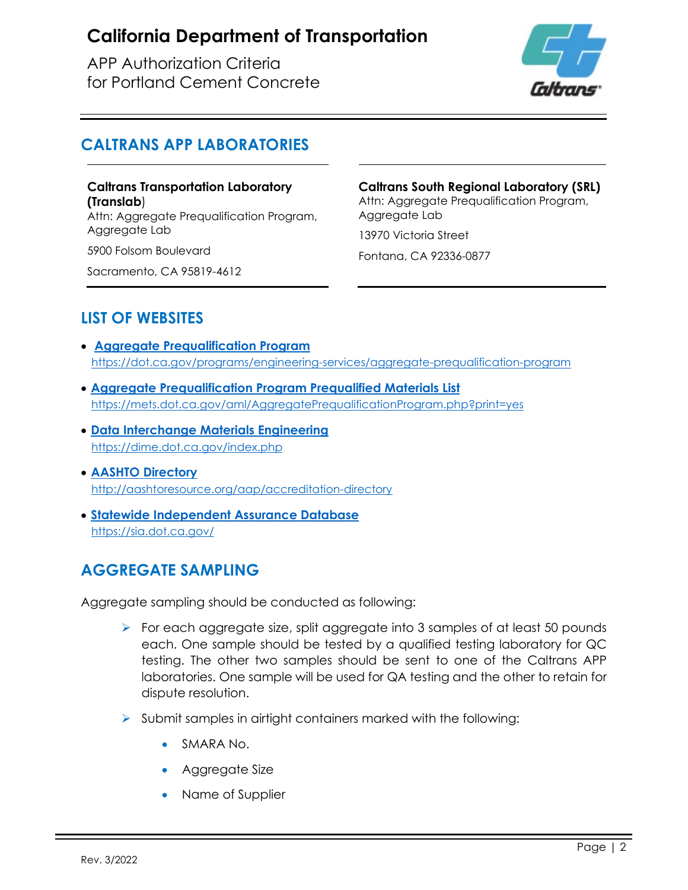## CALTRANS APP LABORATORIES

**Caltrans Transportation Laboratory (Translab)**
Attn: Aggregate Prequalification Program, Aggregate Lab

5900 Folsom Boulevard

Sacramento, CA 95819-4612

**Caltrans South Regional Laboratory (SRL)**
Attn: Aggregate Prequalification Program, Aggregate Lab

13970 Victoria Street

Fontana, CA 92336-0877

## LIST OF WEBSITES

- **[Aggregate Prequalification Program](https://dot.ca.gov/programs/engineering-services/aggregate-prequalification-program)**
  https://dot.ca.gov/programs/engineering-services/aggregate-prequalification-program
- **[Aggregate Prequalification Program Prequalified Materials List](https://mets.dot.ca.gov/aml/AggregatePrequalificationProgram.php?print=yes)**
  https://mets.dot.ca.gov/aml/AggregatePrequalificationProgram.php?print=yes
- **[Data Interchange Materials Engineering](https://dime.dot.ca.gov/index.php)**
  https://dime.dot.ca.gov/index.php
- **[AASHTO Directory](http://aashtoresource.org/aap/accreditation-directory)**
  http://aashtoresource.org/aap/accreditation-directory
- **[Statewide Independent Assurance Database](https://sia.dot.ca.gov/)**
  https://sia.dot.ca.gov/

## AGGREGATE SAMPLING

Aggregate sampling should be conducted as following:

- For each aggregate size, split aggregate into 3 samples of at least 50 pounds each. One sample should be tested by a qualified testing laboratory for QC testing. The other two samples should be sent to one of the Caltrans APP laboratories. One sample will be used for QA testing and the other to retain for dispute resolution.
- Submit samples in airtight containers marked with the following:
  - SMARA No.
  - Aggregate Size
  - Name of Supplier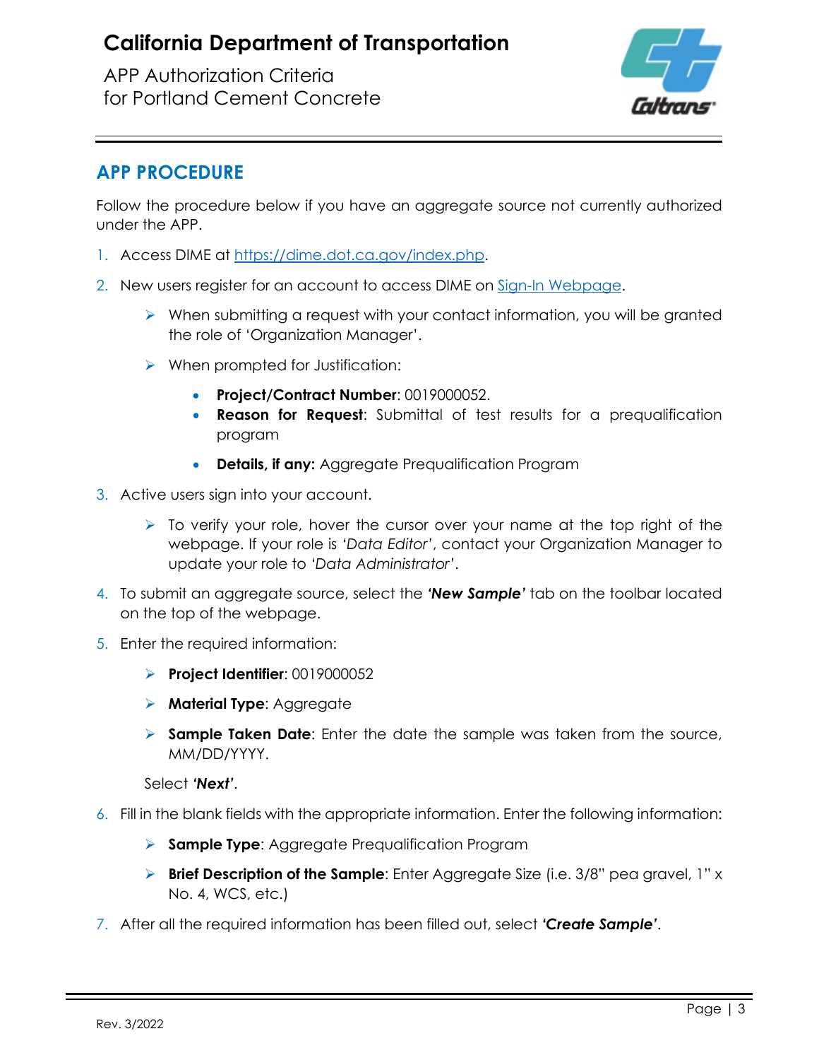## APP PROCEDURE

Follow the procedure below if you have an aggregate source not currently authorized under the APP.

1. Access DIME at [https://dime.dot.ca.gov/index.php](https://dime.dot.ca.gov/index.php).
2. New users register for an account to access DIME on [Sign-In Webpage](#).
   - When submitting a request with your contact information, you will be granted the role of 'Organization Manager'.
   - When prompted for Justification:
     - **Project/Contract Number**: 0019000052.
     - **Reason for Request**: Submittal of test results for a prequalification program
     - **Details, if any:** Aggregate Prequalification Program
3. Active users sign into your account.
   - To verify your role, hover the cursor over your name at the top right of the webpage. If your role is *'Data Editor'*, contact your Organization Manager to update your role to *'Data Administrator'*.
4. To submit an aggregate source, select the ***'New Sample'*** tab on the toolbar located on the top of the webpage.
5. Enter the required information:
   - **Project Identifier**: 0019000052
   - **Material Type**: Aggregate
   - **Sample Taken Date**: Enter the date the sample was taken from the source, MM/DD/YYYY.

   Select ***'Next'***.
6. Fill in the blank fields with the appropriate information. Enter the following information:
   - **Sample Type**: Aggregate Prequalification Program
   - **Brief Description of the Sample**: Enter Aggregate Size (i.e. 3/8" pea gravel, 1" x No. 4, WCS, etc.)
7. After all the required information has been filled out, select ***'Create Sample'***.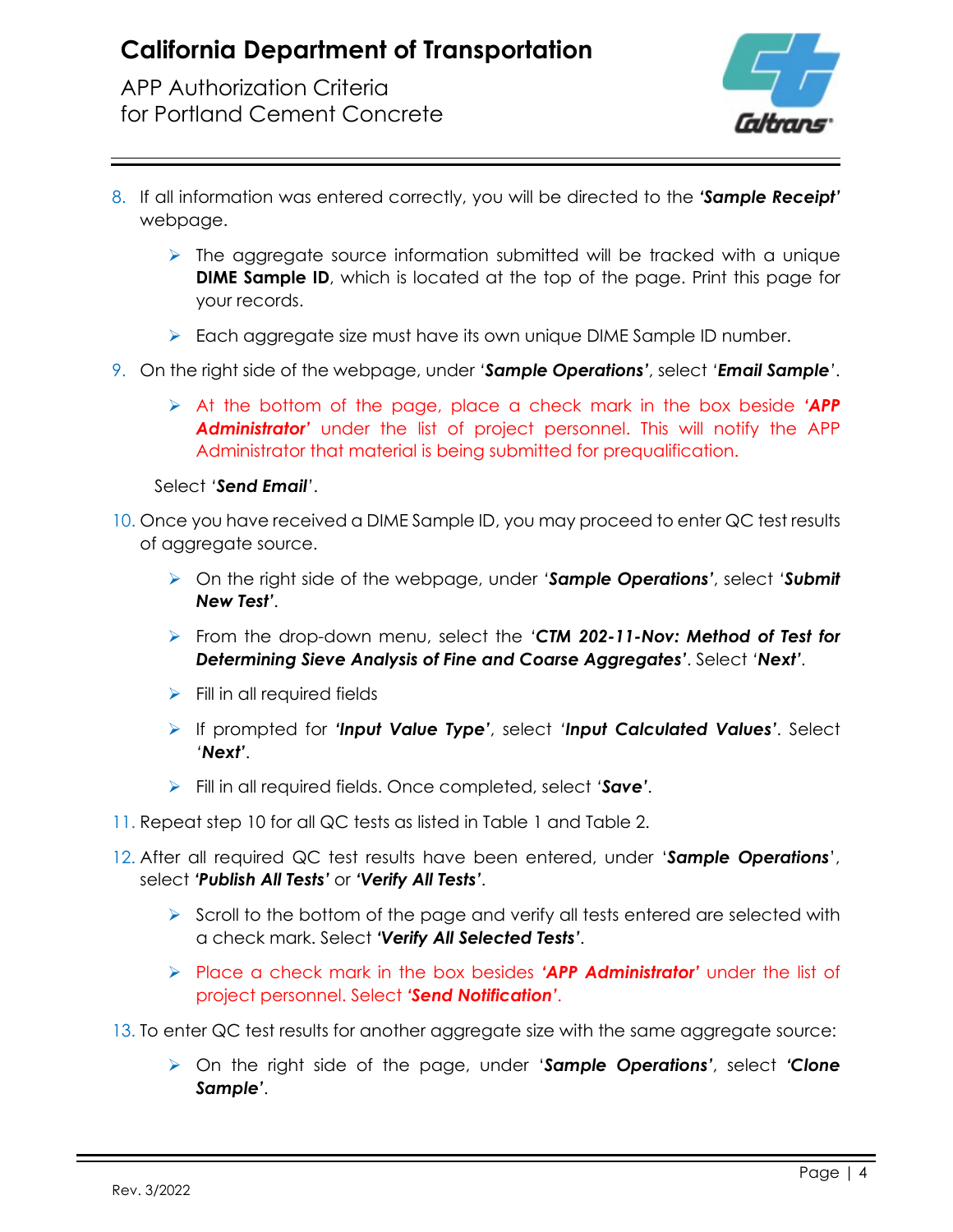8. If all information was entered correctly, you will be directed to the ***'Sample Receipt'*** webpage.

   - The aggregate source information submitted will be tracked with a unique **DIME Sample ID**, which is located at the top of the page. Print this page for your records.
   - Each aggregate size must have its own unique DIME Sample ID number.

9. On the right side of the webpage, under '***Sample Operations'***, select '***Email Sample***'.

   - At the bottom of the page, place a check mark in the box beside ***'APP Administrator'*** under the list of project personnel. This will notify the APP Administrator that material is being submitted for prequalification.

   Select '***Send Email***'.

10. Once you have received a DIME Sample ID, you may proceed to enter QC test results of aggregate source.

    - On the right side of the webpage, under '***Sample Operations'***, select '***Submit New Test'***.
    - From the drop-down menu, select the '***CTM 202-11-Nov: Method of Test for Determining Sieve Analysis of Fine and Coarse Aggregates'***. Select '***Next'***.
    - Fill in all required fields
    - If prompted for ***'Input Value Type'***, select '***Input Calculated Values'***. Select '***Next'***.
    - Fill in all required fields. Once completed, select '***Save'***.

11. Repeat step 10 for all QC tests as listed in Table 1 and Table 2.

12. After all required QC test results have been entered, under '***Sample Operations***', select ***'Publish All Tests'*** or ***'Verify All Tests'***.

    - Scroll to the bottom of the page and verify all tests entered are selected with a check mark. Select ***'Verify All Selected Tests'***.
    - Place a check mark in the box besides ***'APP Administrator'*** under the list of project personnel. Select ***'Send Notification'***.

13. To enter QC test results for another aggregate size with the same aggregate source:

    - On the right side of the page, under '***Sample Operations'***, select ***'Clone Sample'***.

Rev. 3/2022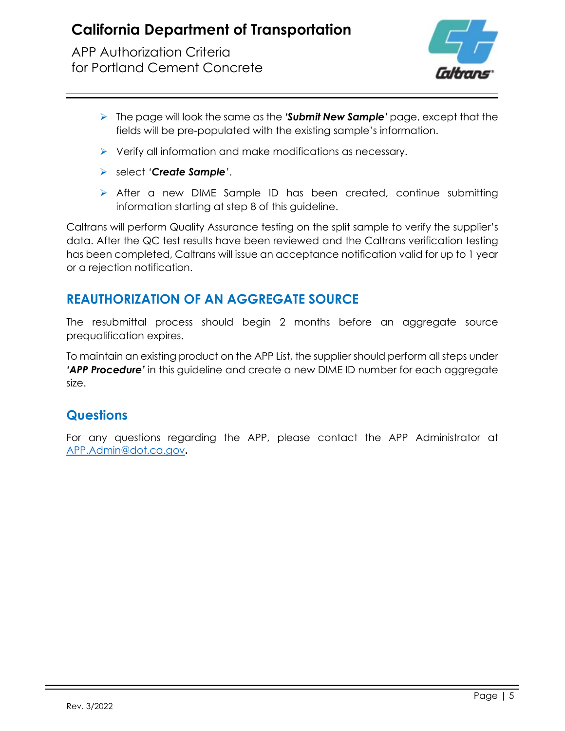- The page will look the same as the ***'Submit New Sample'*** page, except that the fields will be pre-populated with the existing sample's information.
- Verify all information and make modifications as necessary.
- select '***Create Sample***'.
- After a new DIME Sample ID has been created, continue submitting information starting at step 8 of this guideline.

Caltrans will perform Quality Assurance testing on the split sample to verify the supplier's data. After the QC test results have been reviewed and the Caltrans verification testing has been completed, Caltrans will issue an acceptance notification valid for up to 1 year or a rejection notification.

## REAUTHORIZATION OF AN AGGREGATE SOURCE

The resubmittal process should begin 2 months before an aggregate source prequalification expires.

To maintain an existing product on the APP List, the supplier should perform all steps under ***'APP Procedure'*** in this guideline and create a new DIME ID number for each aggregate size.

## Questions

For any questions regarding the APP, please contact the APP Administrator at APP.Admin@dot.ca.gov.

Rev. 3/2022